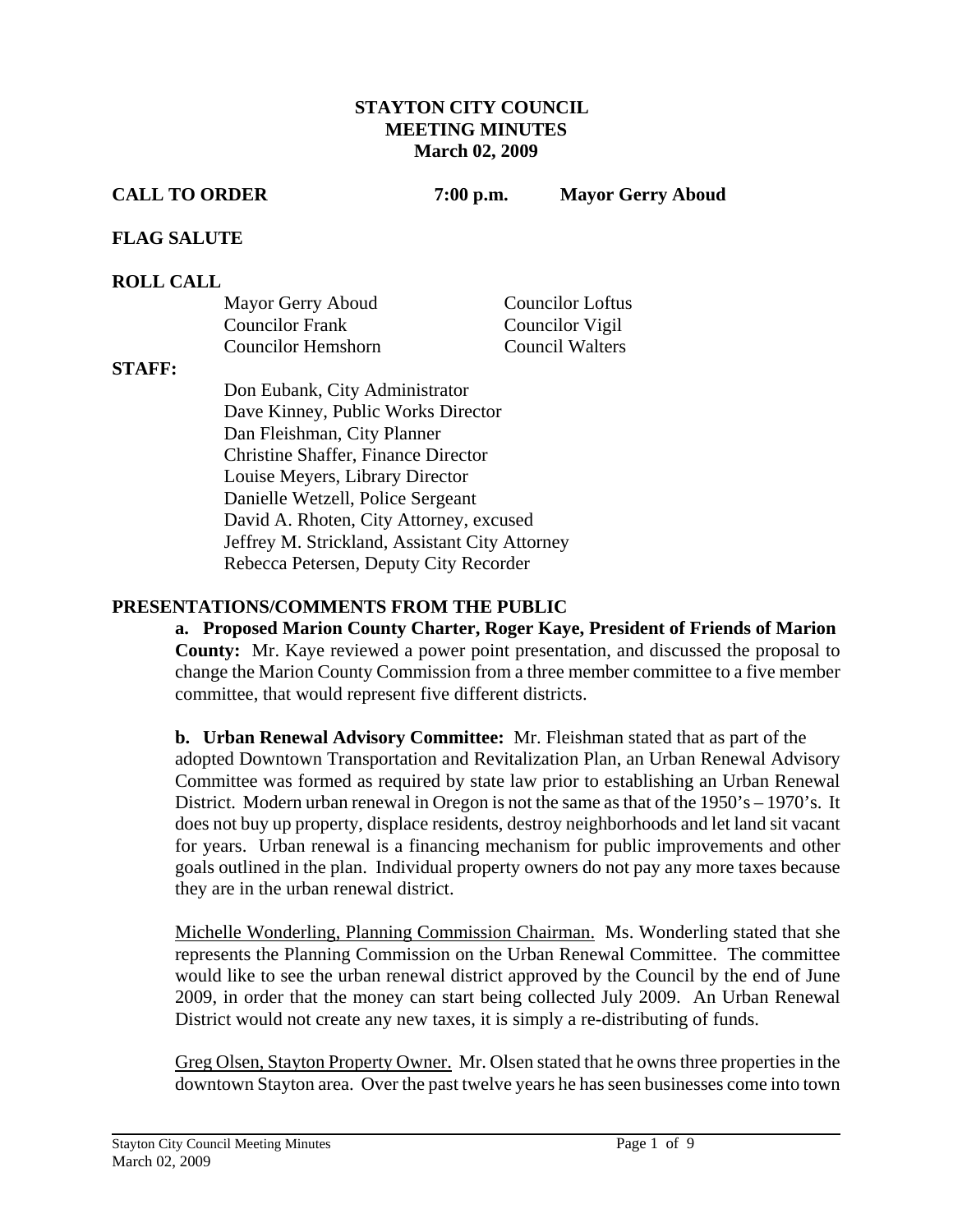**STAYTON CITY COUNCIL**
**MEETING MINUTES**
**March 02, 2009**

**CALL TO ORDER** **7:00 p.m.** **Mayor Gerry Aboud**

**FLAG SALUTE**

**ROLL CALL**

| | |
|---|---|
| Mayor Gerry Aboud | Councilor Loftus |
| Councilor Frank | Councilor Vigil |
| Councilor Hemshorn | Council Walters |

**STAFF:**

Don Eubank, City Administrator
Dave Kinney, Public Works Director
Dan Fleishman, City Planner
Christine Shaffer, Finance Director
Louise Meyers, Library Director
Danielle Wetzell, Police Sergeant
David A. Rhoten, City Attorney, excused
Jeffrey M. Strickland, Assistant City Attorney
Rebecca Petersen, Deputy City Recorder

**PRESENTATIONS/COMMENTS FROM THE PUBLIC**

**a. Proposed Marion County Charter, Roger Kaye, President of Friends of Marion County:** Mr. Kaye reviewed a power point presentation, and discussed the proposal to change the Marion County Commission from a three member committee to a five member committee, that would represent five different districts.

**b. Urban Renewal Advisory Committee:** Mr. Fleishman stated that as part of the adopted Downtown Transportation and Revitalization Plan, an Urban Renewal Advisory Committee was formed as required by state law prior to establishing an Urban Renewal District. Modern urban renewal in Oregon is not the same as that of the 1950's – 1970's. It does not buy up property, displace residents, destroy neighborhoods and let land sit vacant for years. Urban renewal is a financing mechanism for public improvements and other goals outlined in the plan. Individual property owners do not pay any more taxes because they are in the urban renewal district.

Michelle Wonderling, Planning Commission Chairman. Ms. Wonderling stated that she represents the Planning Commission on the Urban Renewal Committee. The committee would like to see the urban renewal district approved by the Council by the end of June 2009, in order that the money can start being collected July 2009. An Urban Renewal District would not create any new taxes, it is simply a re-distributing of funds.

Greg Olsen, Stayton Property Owner. Mr. Olsen stated that he owns three properties in the downtown Stayton area. Over the past twelve years he has seen businesses come into town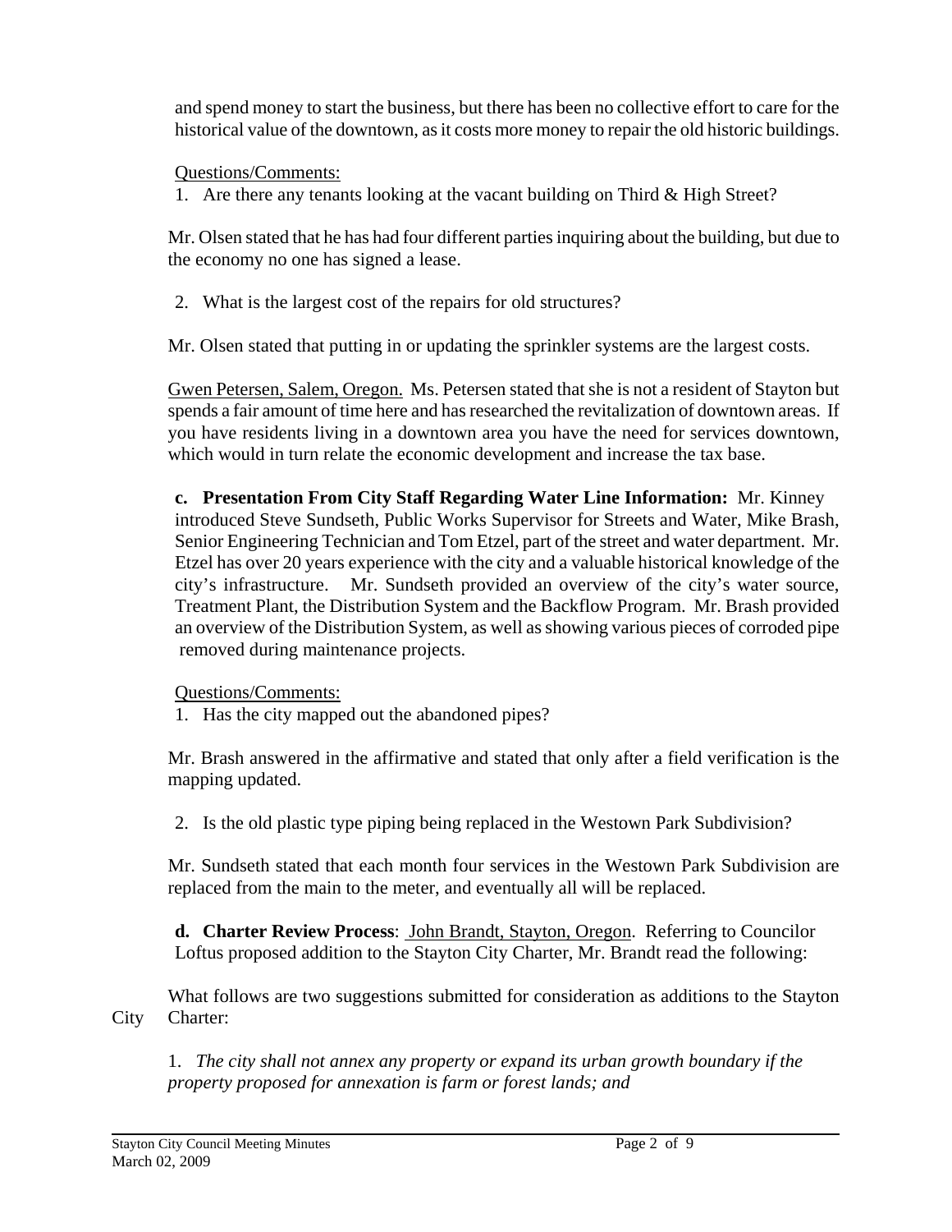and spend money to start the business, but there has been no collective effort to care for the historical value of the downtown, as it costs more money to repair the old historic buildings.

Questions/Comments:

1. Are there any tenants looking at the vacant building on Third & High Street?

Mr. Olsen stated that he has had four different parties inquiring about the building, but due to the economy no one has signed a lease.

2. What is the largest cost of the repairs for old structures?

Mr. Olsen stated that putting in or updating the sprinkler systems are the largest costs.

Gwen Petersen, Salem, Oregon. Ms. Petersen stated that she is not a resident of Stayton but spends a fair amount of time here and has researched the revitalization of downtown areas. If you have residents living in a downtown area you have the need for services downtown, which would in turn relate the economic development and increase the tax base.

**c. Presentation From City Staff Regarding Water Line Information:** Mr. Kinney introduced Steve Sundseth, Public Works Supervisor for Streets and Water, Mike Brash, Senior Engineering Technician and Tom Etzel, part of the street and water department. Mr. Etzel has over 20 years experience with the city and a valuable historical knowledge of the city's infrastructure. Mr. Sundseth provided an overview of the city's water source, Treatment Plant, the Distribution System and the Backflow Program. Mr. Brash provided an overview of the Distribution System, as well as showing various pieces of corroded pipe removed during maintenance projects.

Questions/Comments:

1. Has the city mapped out the abandoned pipes?

Mr. Brash answered in the affirmative and stated that only after a field verification is the mapping updated.

2. Is the old plastic type piping being replaced in the Westown Park Subdivision?

Mr. Sundseth stated that each month four services in the Westown Park Subdivision are replaced from the main to the meter, and eventually all will be replaced.

**d. Charter Review Process**: John Brandt, Stayton, Oregon. Referring to Councilor Loftus proposed addition to the Stayton City Charter, Mr. Brandt read the following:

What follows are two suggestions submitted for consideration as additions to the Stayton City Charter:

1. *The city shall not annex any property or expand its urban growth boundary if the property proposed for annexation is farm or forest lands; and*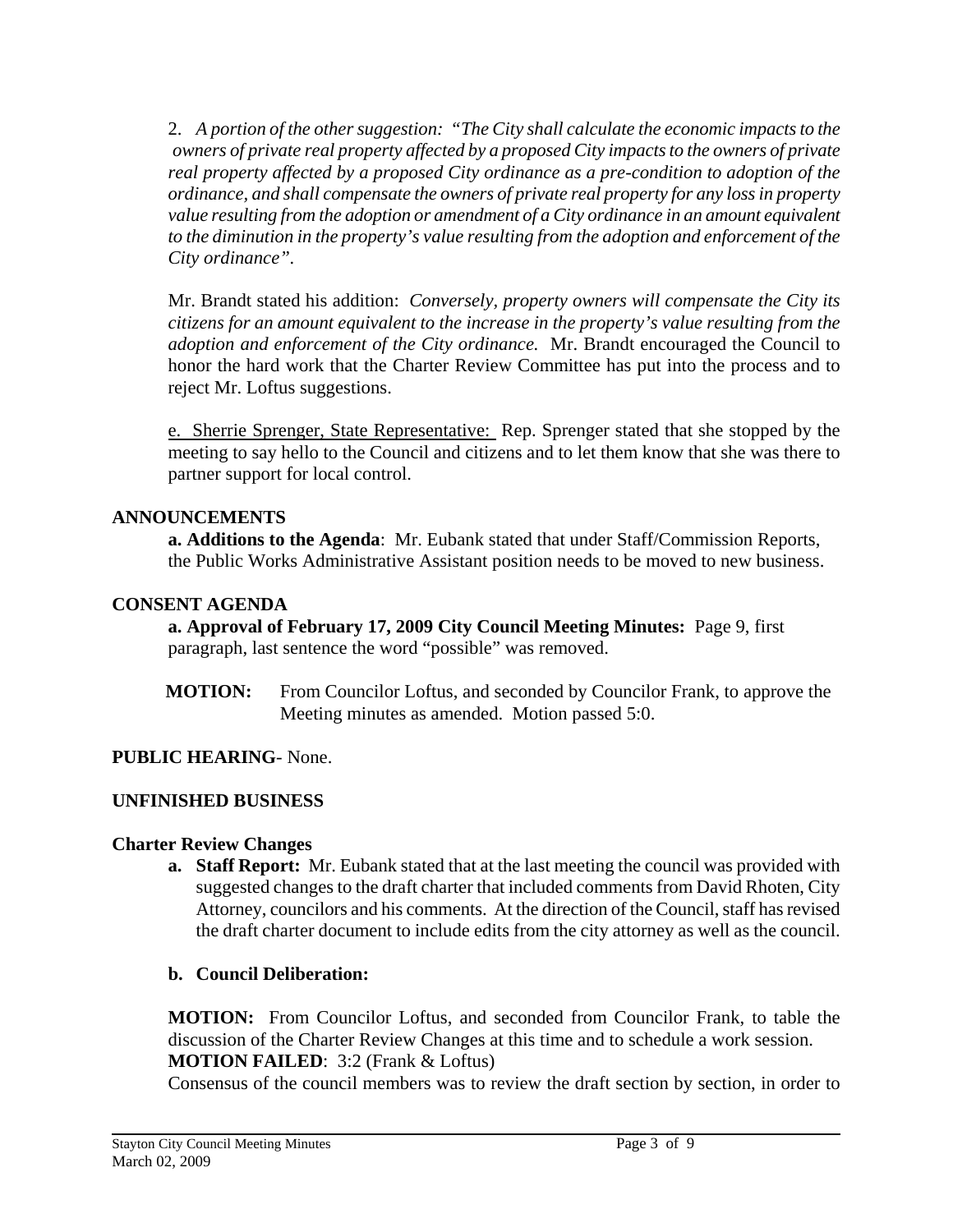2. *A portion of the other suggestion: "The City shall calculate the economic impacts to the owners of private real property affected by a proposed City impacts to the owners of private real property affected by a proposed City ordinance as a pre-condition to adoption of the ordinance, and shall compensate the owners of private real property for any loss in property value resulting from the adoption or amendment of a City ordinance in an amount equivalent to the diminution in the property's value resulting from the adoption and enforcement of the City ordinance".*

Mr. Brandt stated his addition: *Conversely, property owners will compensate the City its citizens for an amount equivalent to the increase in the property's value resulting from the adoption and enforcement of the City ordinance.* Mr. Brandt encouraged the Council to honor the hard work that the Charter Review Committee has put into the process and to reject Mr. Loftus suggestions.

e. Sherrie Sprenger, State Representative: Rep. Sprenger stated that she stopped by the meeting to say hello to the Council and citizens and to let them know that she was there to partner support for local control.

## ANNOUNCEMENTS

**a. Additions to the Agenda**: Mr. Eubank stated that under Staff/Commission Reports, the Public Works Administrative Assistant position needs to be moved to new business.

## CONSENT AGENDA

**a. Approval of February 17, 2009 City Council Meeting Minutes:** Page 9, first paragraph, last sentence the word "possible" was removed.

**MOTION:** From Councilor Loftus, and seconded by Councilor Frank, to approve the Meeting minutes as amended. Motion passed 5:0.

## PUBLIC HEARING- None.

## UNFINISHED BUSINESS

### Charter Review Changes

**a. Staff Report:** Mr. Eubank stated that at the last meeting the council was provided with suggested changes to the draft charter that included comments from David Rhoten, City Attorney, councilors and his comments. At the direction of the Council, staff has revised the draft charter document to include edits from the city attorney as well as the council.

**b. Council Deliberation:**

**MOTION:** From Councilor Loftus, and seconded from Councilor Frank, to table the discussion of the Charter Review Changes at this time and to schedule a work session.
**MOTION FAILED**: 3:2 (Frank & Loftus)
Consensus of the council members was to review the draft section by section, in order to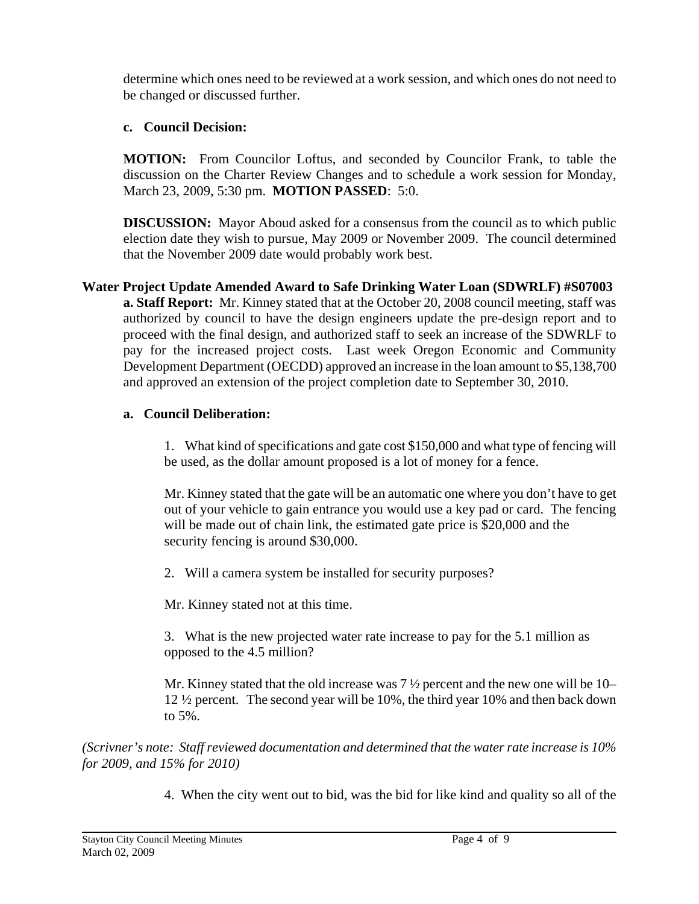determine which ones need to be reviewed at a work session, and which ones do not need to be changed or discussed further.

**c. Council Decision:**

**MOTION:** From Councilor Loftus, and seconded by Councilor Frank, to table the discussion on the Charter Review Changes and to schedule a work session for Monday, March 23, 2009, 5:30 pm. **MOTION PASSED**: 5:0.

**DISCUSSION:** Mayor Aboud asked for a consensus from the council as to which public election date they wish to pursue, May 2009 or November 2009. The council determined that the November 2009 date would probably work best.

**Water Project Update Amended Award to Safe Drinking Water Loan (SDWRLF) #S07003**

**a. Staff Report:** Mr. Kinney stated that at the October 20, 2008 council meeting, staff was authorized by council to have the design engineers update the pre-design report and to proceed with the final design, and authorized staff to seek an increase of the SDWRLF to pay for the increased project costs. Last week Oregon Economic and Community Development Department (OECDD) approved an increase in the loan amount to $5,138,700 and approved an extension of the project completion date to September 30, 2010.

**a. Council Deliberation:**

1. What kind of specifications and gate cost $150,000 and what type of fencing will be used, as the dollar amount proposed is a lot of money for a fence.

Mr. Kinney stated that the gate will be an automatic one where you don't have to get out of your vehicle to gain entrance you would use a key pad or card. The fencing will be made out of chain link, the estimated gate price is $20,000 and the security fencing is around $30,000.

2. Will a camera system be installed for security purposes?

Mr. Kinney stated not at this time.

3. What is the new projected water rate increase to pay for the 5.1 million as opposed to the 4.5 million?

Mr. Kinney stated that the old increase was 7 ½ percent and the new one will be 10–12 ½ percent. The second year will be 10%, the third year 10% and then back down to 5%.

*(Scrivner's note: Staff reviewed documentation and determined that the water rate increase is 10% for 2009, and 15% for 2010)*

4. When the city went out to bid, was the bid for like kind and quality so all of the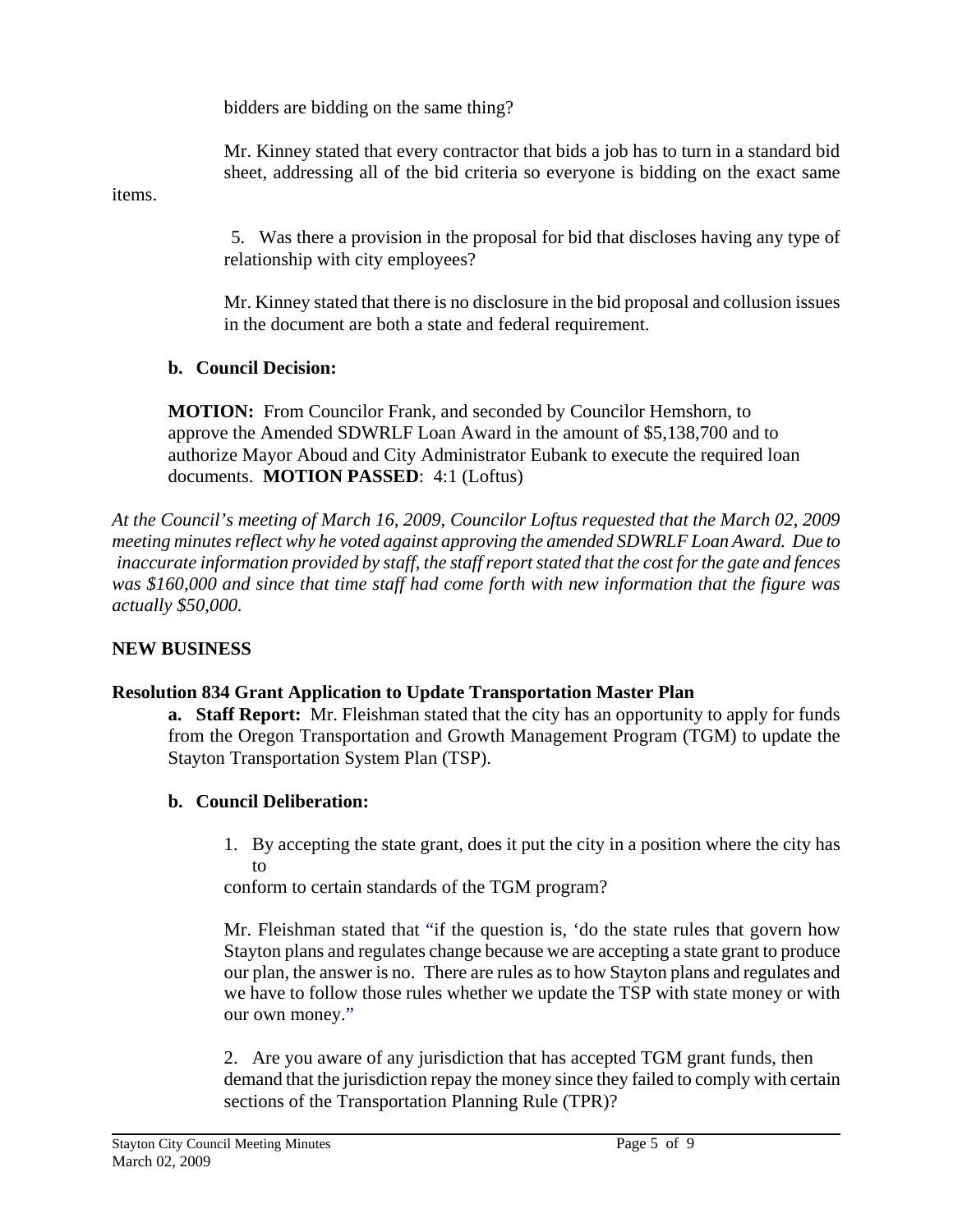bidders are bidding on the same thing?

Mr. Kinney stated that every contractor that bids a job has to turn in a standard bid sheet, addressing all of the bid criteria so everyone is bidding on the exact same items.

5. Was there a provision in the proposal for bid that discloses having any type of relationship with city employees?

Mr. Kinney stated that there is no disclosure in the bid proposal and collusion issues in the document are both a state and federal requirement.

**b. Council Decision:**

**MOTION:** From Councilor Frank, and seconded by Councilor Hemshorn, to approve the Amended SDWRLF Loan Award in the amount of $5,138,700 and to authorize Mayor Aboud and City Administrator Eubank to execute the required loan documents. **MOTION PASSED**: 4:1 (Loftus)

*At the Council's meeting of March 16, 2009, Councilor Loftus requested that the March 02, 2009 meeting minutes reflect why he voted against approving the amended SDWRLF Loan Award. Due to inaccurate information provided by staff, the staff report stated that the cost for the gate and fences was $160,000 and since that time staff had come forth with new information that the figure was actually $50,000.*

## NEW BUSINESS

### Resolution 834 Grant Application to Update Transportation Master Plan

**a. Staff Report:** Mr. Fleishman stated that the city has an opportunity to apply for funds from the Oregon Transportation and Growth Management Program (TGM) to update the Stayton Transportation System Plan (TSP).

**b. Council Deliberation:**

1. By accepting the state grant, does it put the city in a position where the city has to conform to certain standards of the TGM program?

Mr. Fleishman stated that "if the question is, 'do the state rules that govern how Stayton plans and regulates change because we are accepting a state grant to produce our plan, the answer is no. There are rules as to how Stayton plans and regulates and we have to follow those rules whether we update the TSP with state money or with our own money."

2. Are you aware of any jurisdiction that has accepted TGM grant funds, then demand that the jurisdiction repay the money since they failed to comply with certain sections of the Transportation Planning Rule (TPR)?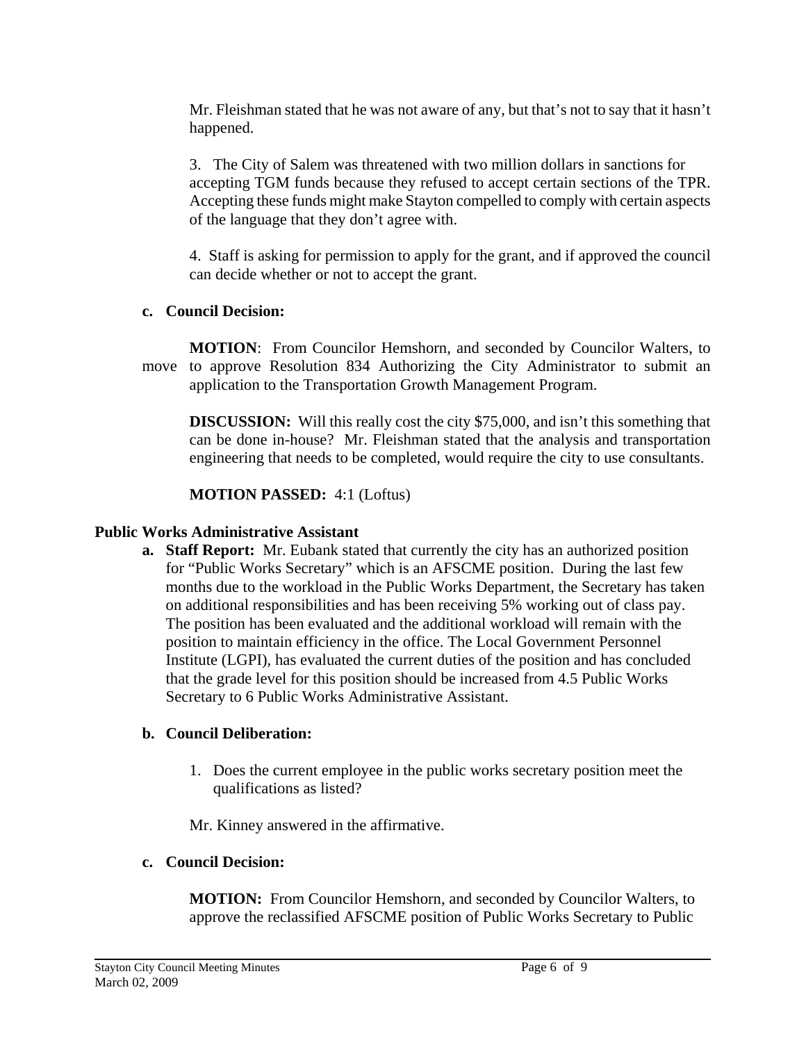Mr. Fleishman stated that he was not aware of any, but that's not to say that it hasn't happened.

3. The City of Salem was threatened with two million dollars in sanctions for accepting TGM funds because they refused to accept certain sections of the TPR. Accepting these funds might make Stayton compelled to comply with certain aspects of the language that they don't agree with.

4. Staff is asking for permission to apply for the grant, and if approved the council can decide whether or not to accept the grant.

**c. Council Decision:**

**MOTION**: From Councilor Hemshorn, and seconded by Councilor Walters, to move to approve Resolution 834 Authorizing the City Administrator to submit an application to the Transportation Growth Management Program.

**DISCUSSION:** Will this really cost the city $75,000, and isn't this something that can be done in-house? Mr. Fleishman stated that the analysis and transportation engineering that needs to be completed, would require the city to use consultants.

**MOTION PASSED:** 4:1 (Loftus)

**Public Works Administrative Assistant**

**a. Staff Report:** Mr. Eubank stated that currently the city has an authorized position for "Public Works Secretary" which is an AFSCME position. During the last few months due to the workload in the Public Works Department, the Secretary has taken on additional responsibilities and has been receiving 5% working out of class pay. The position has been evaluated and the additional workload will remain with the position to maintain efficiency in the office. The Local Government Personnel Institute (LGPI), has evaluated the current duties of the position and has concluded that the grade level for this position should be increased from 4.5 Public Works Secretary to 6 Public Works Administrative Assistant.

**b. Council Deliberation:**

1. Does the current employee in the public works secretary position meet the qualifications as listed?

Mr. Kinney answered in the affirmative.

**c. Council Decision:**

**MOTION:** From Councilor Hemshorn, and seconded by Councilor Walters, to approve the reclassified AFSCME position of Public Works Secretary to Public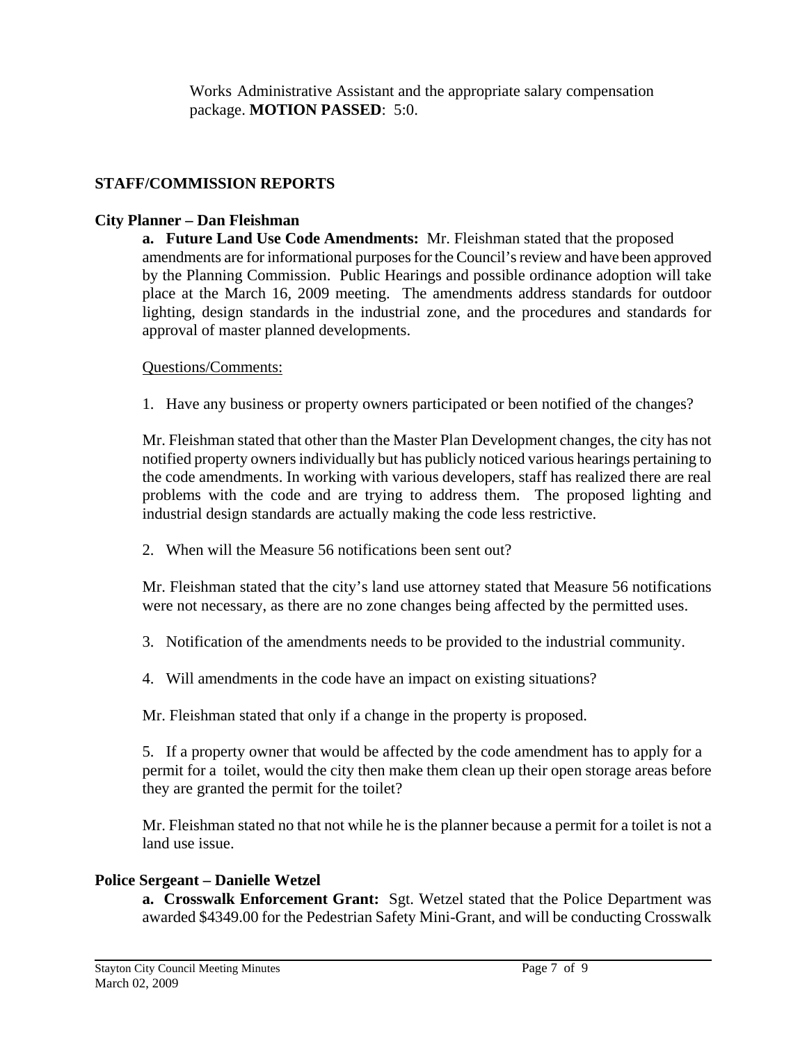Works Administrative Assistant and the appropriate salary compensation package. **MOTION PASSED**: 5:0.

## STAFF/COMMISSION REPORTS

### City Planner – Dan Fleishman

**a. Future Land Use Code Amendments:** Mr. Fleishman stated that the proposed amendments are for informational purposes for the Council's review and have been approved by the Planning Commission. Public Hearings and possible ordinance adoption will take place at the March 16, 2009 meeting. The amendments address standards for outdoor lighting, design standards in the industrial zone, and the procedures and standards for approval of master planned developments.

Questions/Comments:

1. Have any business or property owners participated or been notified of the changes?

Mr. Fleishman stated that other than the Master Plan Development changes, the city has not notified property owners individually but has publicly noticed various hearings pertaining to the code amendments. In working with various developers, staff has realized there are real problems with the code and are trying to address them. The proposed lighting and industrial design standards are actually making the code less restrictive.

2. When will the Measure 56 notifications been sent out?

Mr. Fleishman stated that the city's land use attorney stated that Measure 56 notifications were not necessary, as there are no zone changes being affected by the permitted uses.

3. Notification of the amendments needs to be provided to the industrial community.

4. Will amendments in the code have an impact on existing situations?

Mr. Fleishman stated that only if a change in the property is proposed.

5. If a property owner that would be affected by the code amendment has to apply for a permit for a toilet, would the city then make them clean up their open storage areas before they are granted the permit for the toilet?

Mr. Fleishman stated no that not while he is the planner because a permit for a toilet is not a land use issue.

### Police Sergeant – Danielle Wetzel

**a. Crosswalk Enforcement Grant:** Sgt. Wetzel stated that the Police Department was awarded $4349.00 for the Pedestrian Safety Mini-Grant, and will be conducting Crosswalk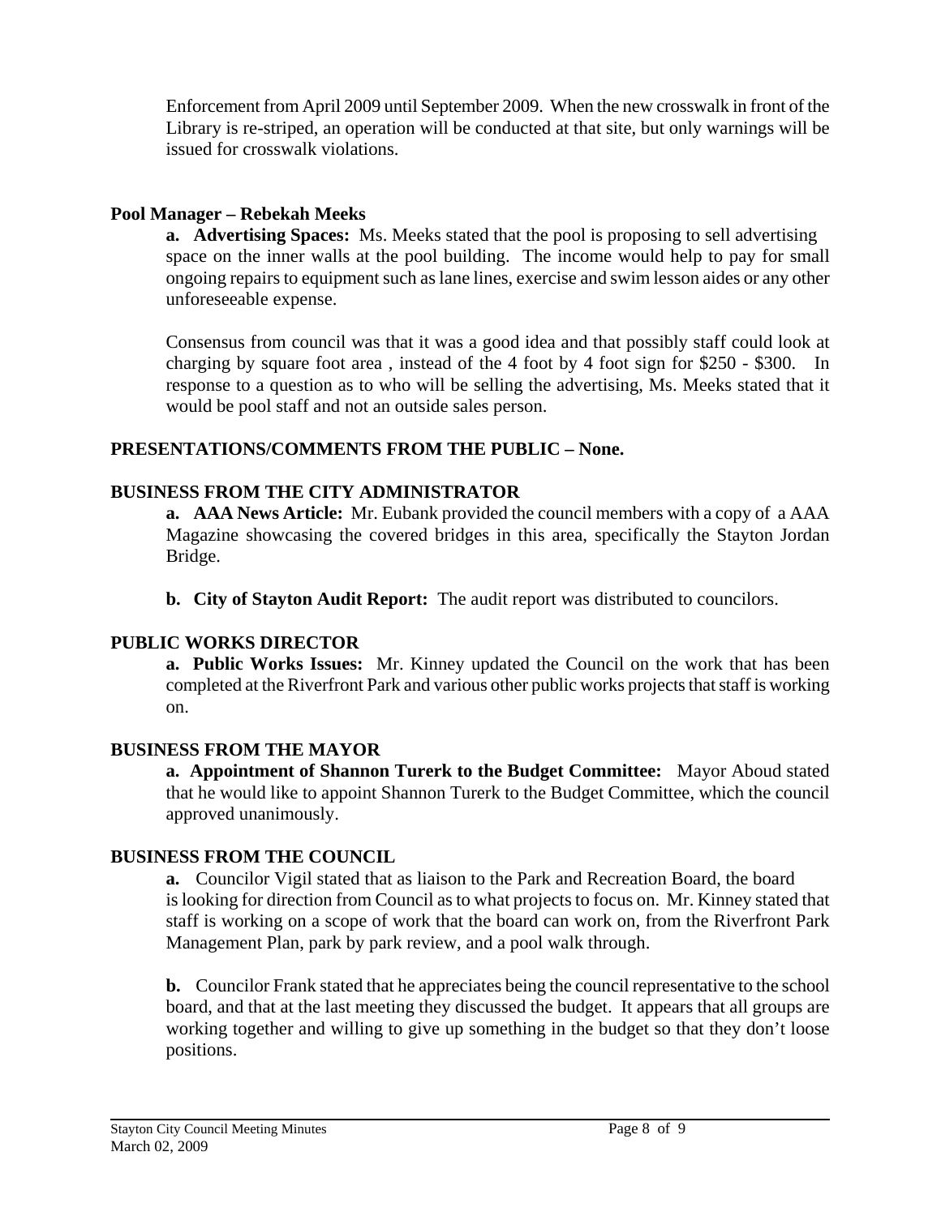Enforcement from April 2009 until September 2009. When the new crosswalk in front of the Library is re-striped, an operation will be conducted at that site, but only warnings will be issued for crosswalk violations.

**Pool Manager – Rebekah Meeks**

**a. Advertising Spaces:** Ms. Meeks stated that the pool is proposing to sell advertising space on the inner walls at the pool building. The income would help to pay for small ongoing repairs to equipment such as lane lines, exercise and swim lesson aides or any other unforeseeable expense.

Consensus from council was that it was a good idea and that possibly staff could look at charging by square foot area , instead of the 4 foot by 4 foot sign for $250 - $300. In response to a question as to who will be selling the advertising, Ms. Meeks stated that it would be pool staff and not an outside sales person.

**PRESENTATIONS/COMMENTS FROM THE PUBLIC – None.**

**BUSINESS FROM THE CITY ADMINISTRATOR**

**a. AAA News Article:** Mr. Eubank provided the council members with a copy of a AAA Magazine showcasing the covered bridges in this area, specifically the Stayton Jordan Bridge.

**b. City of Stayton Audit Report:** The audit report was distributed to councilors.

**PUBLIC WORKS DIRECTOR**

**a. Public Works Issues:** Mr. Kinney updated the Council on the work that has been completed at the Riverfront Park and various other public works projects that staff is working on.

**BUSINESS FROM THE MAYOR**

**a. Appointment of Shannon Turerk to the Budget Committee:** Mayor Aboud stated that he would like to appoint Shannon Turerk to the Budget Committee, which the council approved unanimously.

**BUSINESS FROM THE COUNCIL**

**a.** Councilor Vigil stated that as liaison to the Park and Recreation Board, the board is looking for direction from Council as to what projects to focus on. Mr. Kinney stated that staff is working on a scope of work that the board can work on, from the Riverfront Park Management Plan, park by park review, and a pool walk through.

**b.** Councilor Frank stated that he appreciates being the council representative to the school board, and that at the last meeting they discussed the budget. It appears that all groups are working together and willing to give up something in the budget so that they don't loose positions.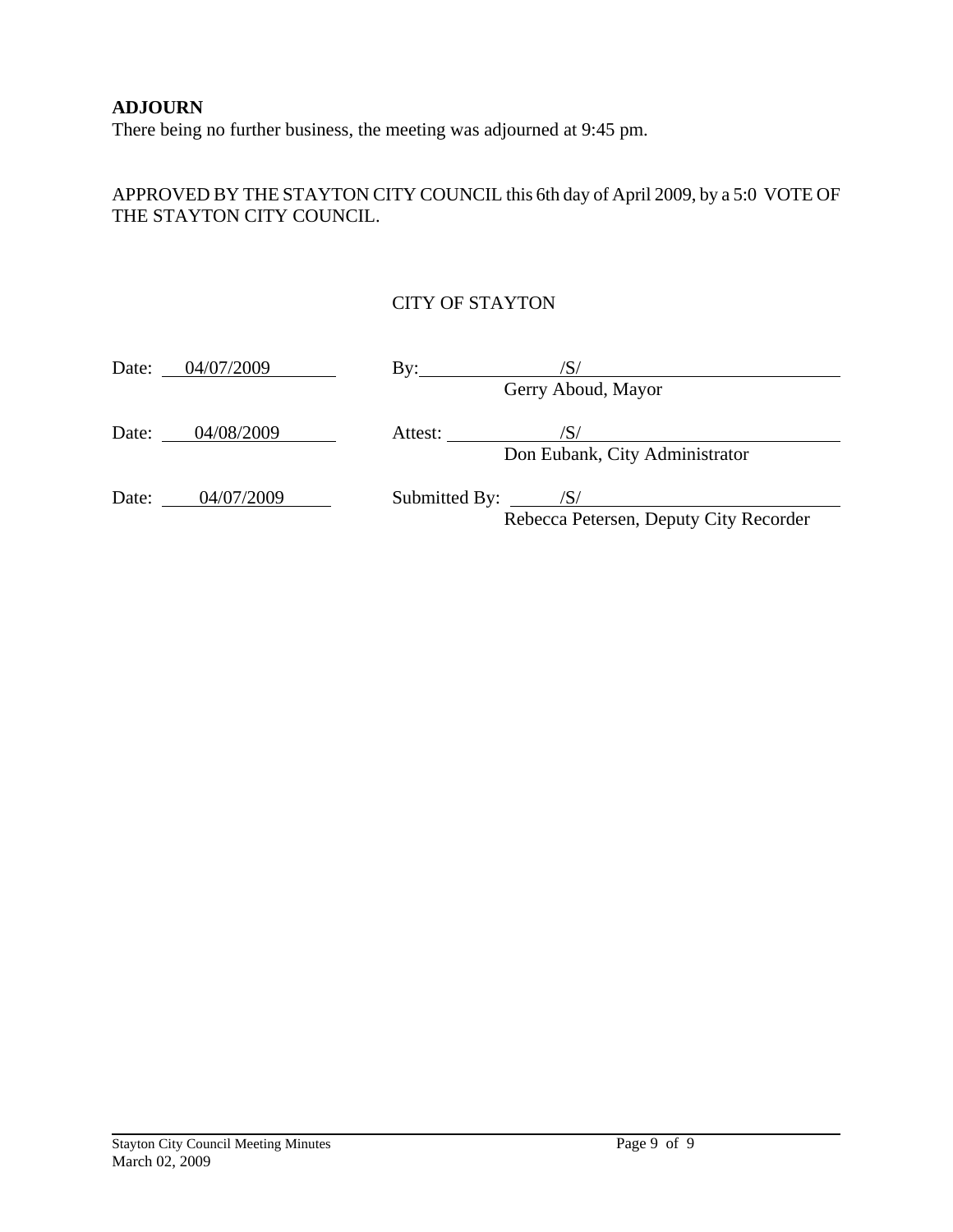**ADJOURN**

There being no further business, the meeting was adjourned at 9:45 pm.

APPROVED BY THE STAYTON CITY COUNCIL this 6th day of April 2009, by a 5:0 VOTE OF THE STAYTON CITY COUNCIL.

CITY OF STAYTON

Date: 04/07/2009 By: /S/
Gerry Aboud, Mayor

Date: 04/08/2009 Attest: /S/
Don Eubank, City Administrator

Date: 04/07/2009 Submitted By: /S/
Rebecca Petersen, Deputy City Recorder